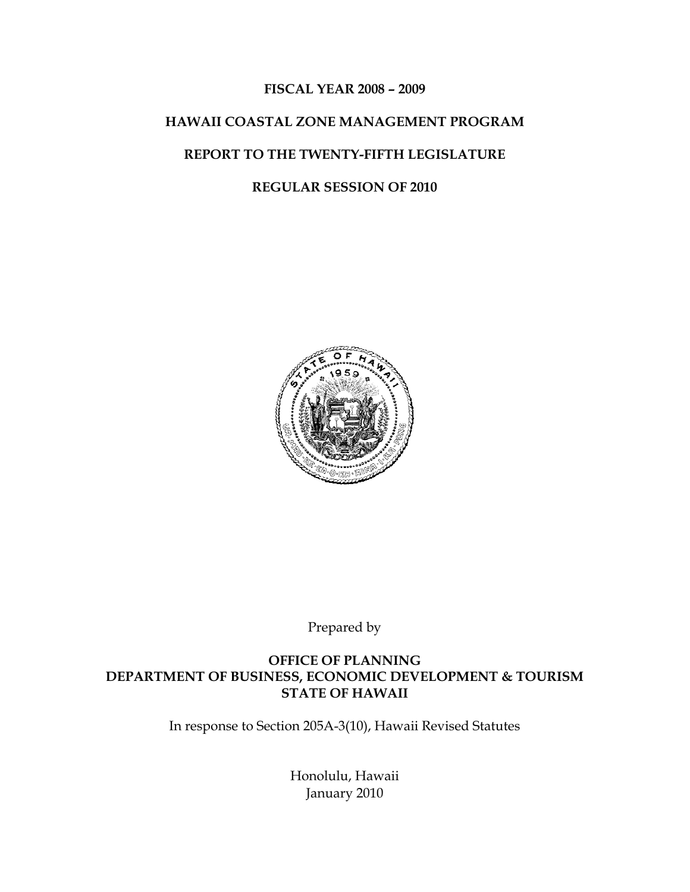**FISCAL YEAR 2008 – 2009**

**HAWAII COASTAL ZONE MANAGEMENT PROGRAM**

**REPORT TO THE TWENTY-FIFTH LEGISLATURE**

**REGULAR SESSION OF 2010**

Prepared by

**OFFICE OF PLANNING**
**DEPARTMENT OF BUSINESS, ECONOMIC DEVELOPMENT & TOURISM**
**STATE OF HAWAII**

In response to Section 205A-3(10), Hawaii Revised Statutes

Honolulu, Hawaii
January 2010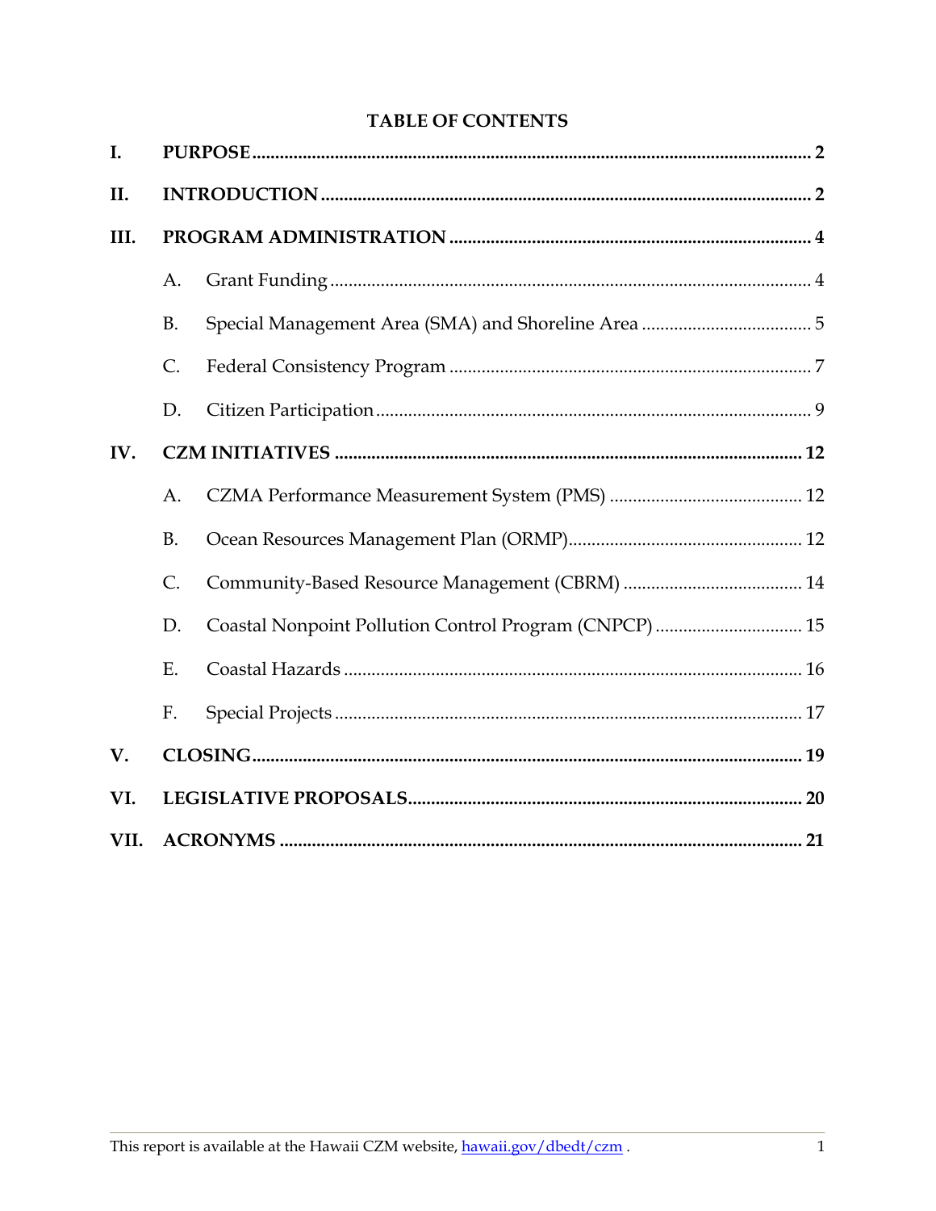# TABLE OF CONTENTS

**I. PURPOSE** .......... **2**

**II. INTRODUCTION** .......... **2**

**III. PROGRAM ADMINISTRATION** .......... **4**

- A. Grant Funding .......... 4
- B. Special Management Area (SMA) and Shoreline Area .......... 5
- C. Federal Consistency Program .......... 7
- D. Citizen Participation .......... 9

**IV. CZM INITIATIVES** .......... **12**

- A. CZMA Performance Measurement System (PMS) .......... 12
- B. Ocean Resources Management Plan (ORMP) .......... 12
- C. Community-Based Resource Management (CBRM) .......... 14
- D. Coastal Nonpoint Pollution Control Program (CNPCP) .......... 15
- E. Coastal Hazards .......... 16
- F. Special Projects .......... 17

**V. CLOSING** .......... **19**

**VI. LEGISLATIVE PROPOSALS** .......... **20**

**VII. ACRONYMS** .......... **21**

This report is available at the Hawaii CZM website, hawaii.gov/dbedt/czm .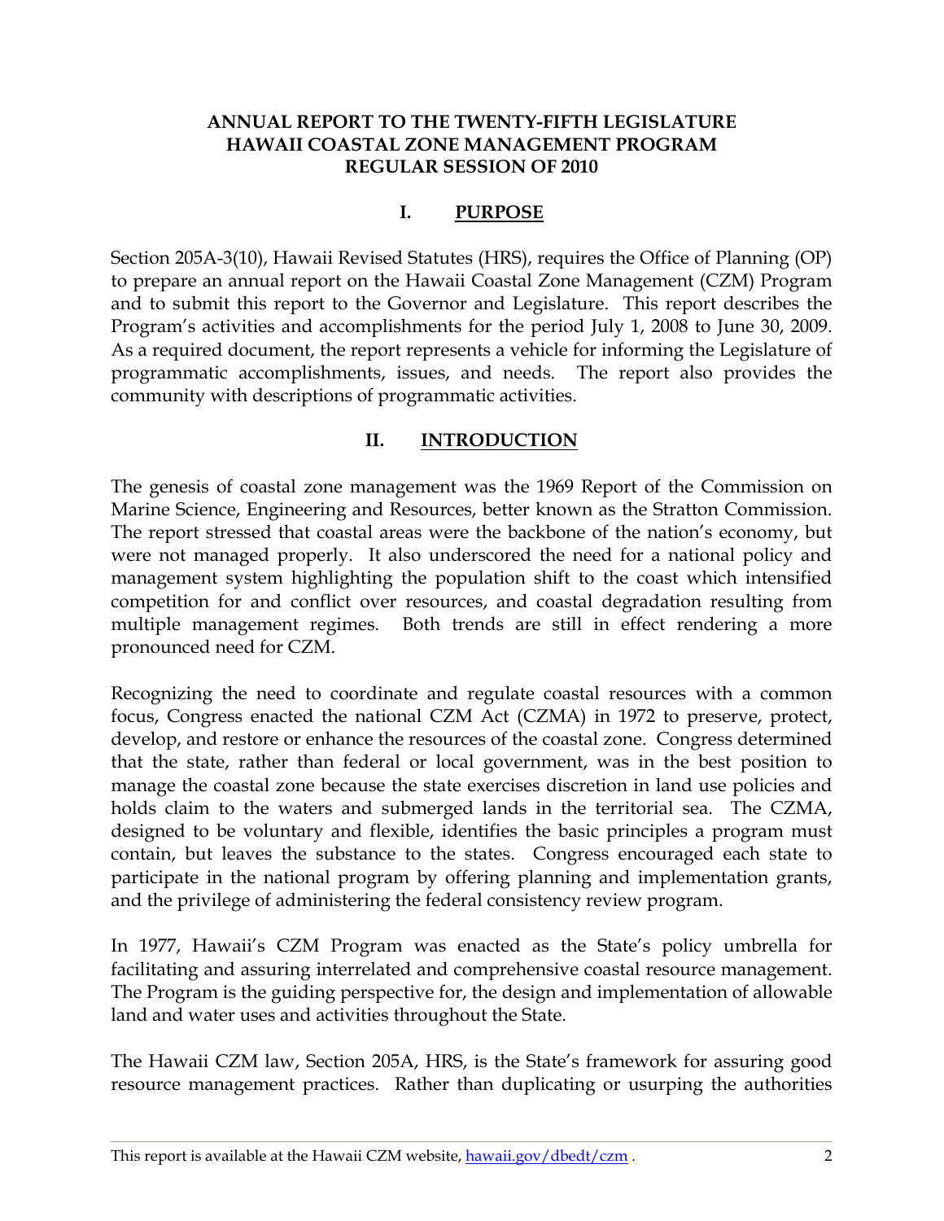**ANNUAL REPORT TO THE TWENTY-FIFTH LEGISLATURE**
**HAWAII COASTAL ZONE MANAGEMENT PROGRAM**
**REGULAR SESSION OF 2010**

## I. PURPOSE

Section 205A-3(10), Hawaii Revised Statutes (HRS), requires the Office of Planning (OP) to prepare an annual report on the Hawaii Coastal Zone Management (CZM) Program and to submit this report to the Governor and Legislature. This report describes the Program's activities and accomplishments for the period July 1, 2008 to June 30, 2009. As a required document, the report represents a vehicle for informing the Legislature of programmatic accomplishments, issues, and needs. The report also provides the community with descriptions of programmatic activities.

## II. INTRODUCTION

The genesis of coastal zone management was the 1969 Report of the Commission on Marine Science, Engineering and Resources, better known as the Stratton Commission. The report stressed that coastal areas were the backbone of the nation's economy, but were not managed properly. It also underscored the need for a national policy and management system highlighting the population shift to the coast which intensified competition for and conflict over resources, and coastal degradation resulting from multiple management regimes. Both trends are still in effect rendering a more pronounced need for CZM.

Recognizing the need to coordinate and regulate coastal resources with a common focus, Congress enacted the national CZM Act (CZMA) in 1972 to preserve, protect, develop, and restore or enhance the resources of the coastal zone. Congress determined that the state, rather than federal or local government, was in the best position to manage the coastal zone because the state exercises discretion in land use policies and holds claim to the waters and submerged lands in the territorial sea. The CZMA, designed to be voluntary and flexible, identifies the basic principles a program must contain, but leaves the substance to the states. Congress encouraged each state to participate in the national program by offering planning and implementation grants, and the privilege of administering the federal consistency review program.

In 1977, Hawaii's CZM Program was enacted as the State's policy umbrella for facilitating and assuring interrelated and comprehensive coastal resource management. The Program is the guiding perspective for, the design and implementation of allowable land and water uses and activities throughout the State.

The Hawaii CZM law, Section 205A, HRS, is the State's framework for assuring good resource management practices. Rather than duplicating or usurping the authorities

This report is available at the Hawaii CZM website, [hawaii.gov/dbedt/czm](hawaii.gov/dbedt/czm) .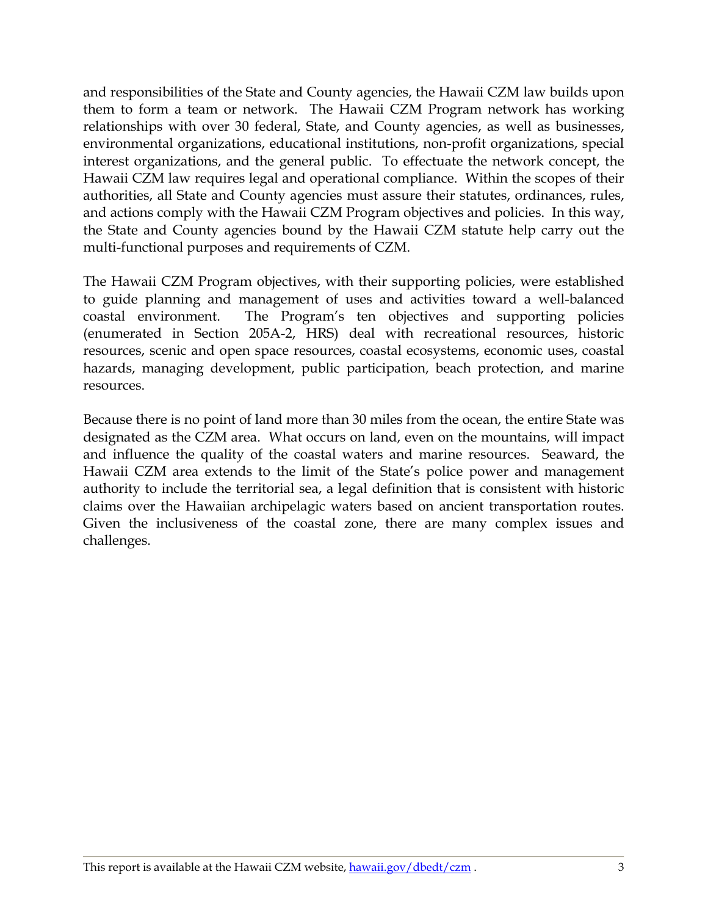and responsibilities of the State and County agencies, the Hawaii CZM law builds upon them to form a team or network. The Hawaii CZM Program network has working relationships with over 30 federal, State, and County agencies, as well as businesses, environmental organizations, educational institutions, non-profit organizations, special interest organizations, and the general public. To effectuate the network concept, the Hawaii CZM law requires legal and operational compliance. Within the scopes of their authorities, all State and County agencies must assure their statutes, ordinances, rules, and actions comply with the Hawaii CZM Program objectives and policies. In this way, the State and County agencies bound by the Hawaii CZM statute help carry out the multi-functional purposes and requirements of CZM.

The Hawaii CZM Program objectives, with their supporting policies, were established to guide planning and management of uses and activities toward a well-balanced coastal environment. The Program's ten objectives and supporting policies (enumerated in Section 205A-2, HRS) deal with recreational resources, historic resources, scenic and open space resources, coastal ecosystems, economic uses, coastal hazards, managing development, public participation, beach protection, and marine resources.

Because there is no point of land more than 30 miles from the ocean, the entire State was designated as the CZM area. What occurs on land, even on the mountains, will impact and influence the quality of the coastal waters and marine resources. Seaward, the Hawaii CZM area extends to the limit of the State's police power and management authority to include the territorial sea, a legal definition that is consistent with historic claims over the Hawaiian archipelagic waters based on ancient transportation routes. Given the inclusiveness of the coastal zone, there are many complex issues and challenges.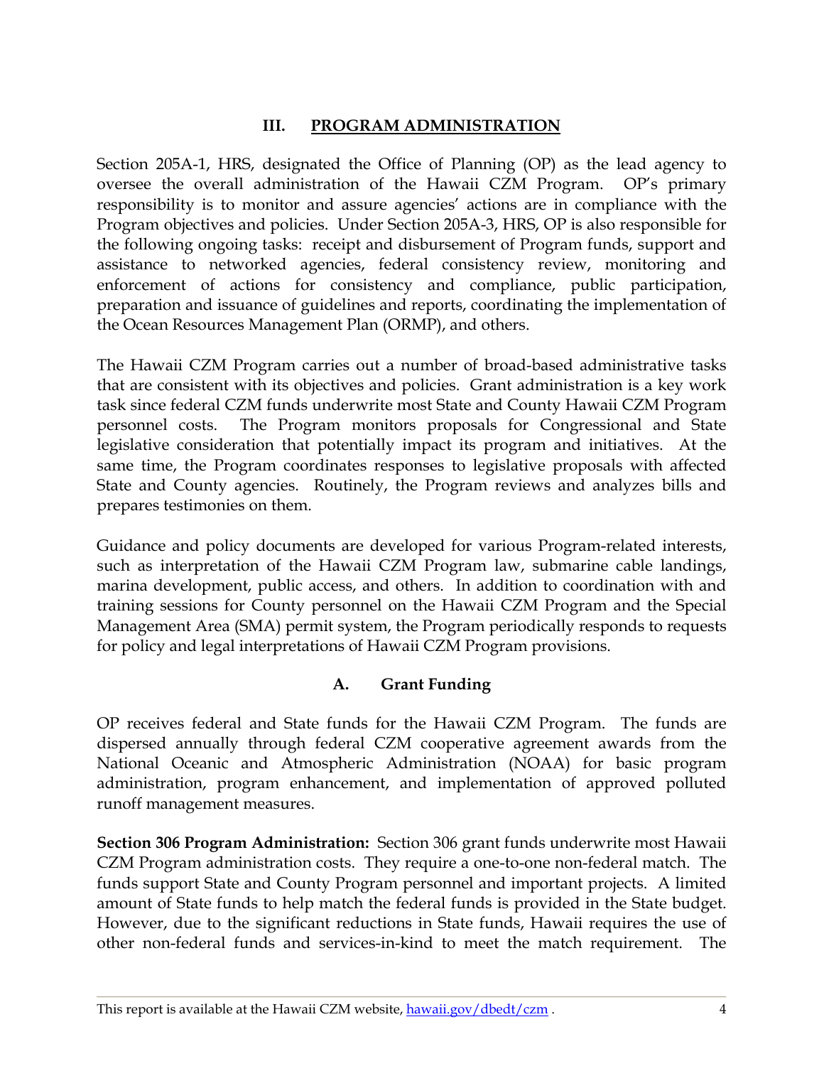## III. PROGRAM ADMINISTRATION

Section 205A-1, HRS, designated the Office of Planning (OP) as the lead agency to oversee the overall administration of the Hawaii CZM Program. OP's primary responsibility is to monitor and assure agencies' actions are in compliance with the Program objectives and policies. Under Section 205A-3, HRS, OP is also responsible for the following ongoing tasks: receipt and disbursement of Program funds, support and assistance to networked agencies, federal consistency review, monitoring and enforcement of actions for consistency and compliance, public participation, preparation and issuance of guidelines and reports, coordinating the implementation of the Ocean Resources Management Plan (ORMP), and others.

The Hawaii CZM Program carries out a number of broad-based administrative tasks that are consistent with its objectives and policies. Grant administration is a key work task since federal CZM funds underwrite most State and County Hawaii CZM Program personnel costs. The Program monitors proposals for Congressional and State legislative consideration that potentially impact its program and initiatives. At the same time, the Program coordinates responses to legislative proposals with affected State and County agencies. Routinely, the Program reviews and analyzes bills and prepares testimonies on them.

Guidance and policy documents are developed for various Program-related interests, such as interpretation of the Hawaii CZM Program law, submarine cable landings, marina development, public access, and others. In addition to coordination with and training sessions for County personnel on the Hawaii CZM Program and the Special Management Area (SMA) permit system, the Program periodically responds to requests for policy and legal interpretations of Hawaii CZM Program provisions.

### A. Grant Funding

OP receives federal and State funds for the Hawaii CZM Program. The funds are dispersed annually through federal CZM cooperative agreement awards from the National Oceanic and Atmospheric Administration (NOAA) for basic program administration, program enhancement, and implementation of approved polluted runoff management measures.

**Section 306 Program Administration:** Section 306 grant funds underwrite most Hawaii CZM Program administration costs. They require a one-to-one non-federal match. The funds support State and County Program personnel and important projects. A limited amount of State funds to help match the federal funds is provided in the State budget. However, due to the significant reductions in State funds, Hawaii requires the use of other non-federal funds and services-in-kind to meet the match requirement. The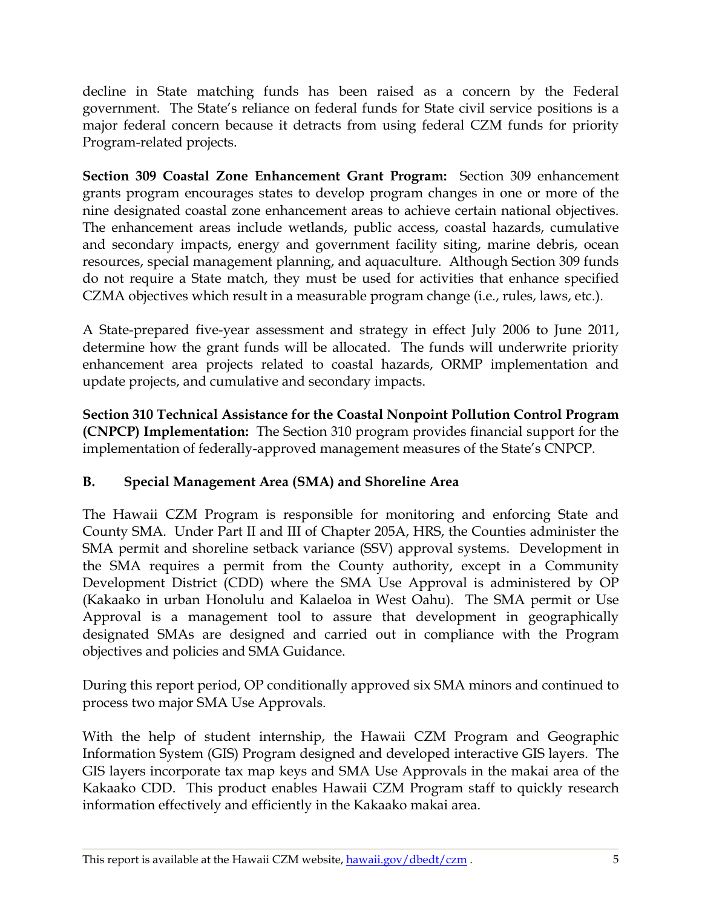decline in State matching funds has been raised as a concern by the Federal government. The State's reliance on federal funds for State civil service positions is a major federal concern because it detracts from using federal CZM funds for priority Program-related projects.

**Section 309 Coastal Zone Enhancement Grant Program:** Section 309 enhancement grants program encourages states to develop program changes in one or more of the nine designated coastal zone enhancement areas to achieve certain national objectives. The enhancement areas include wetlands, public access, coastal hazards, cumulative and secondary impacts, energy and government facility siting, marine debris, ocean resources, special management planning, and aquaculture. Although Section 309 funds do not require a State match, they must be used for activities that enhance specified CZMA objectives which result in a measurable program change (i.e., rules, laws, etc.).

A State-prepared five-year assessment and strategy in effect July 2006 to June 2011, determine how the grant funds will be allocated. The funds will underwrite priority enhancement area projects related to coastal hazards, ORMP implementation and update projects, and cumulative and secondary impacts.

**Section 310 Technical Assistance for the Coastal Nonpoint Pollution Control Program (CNPCP) Implementation:** The Section 310 program provides financial support for the implementation of federally-approved management measures of the State's CNPCP.

### B. Special Management Area (SMA) and Shoreline Area

The Hawaii CZM Program is responsible for monitoring and enforcing State and County SMA. Under Part II and III of Chapter 205A, HRS, the Counties administer the SMA permit and shoreline setback variance (SSV) approval systems. Development in the SMA requires a permit from the County authority, except in a Community Development District (CDD) where the SMA Use Approval is administered by OP (Kakaako in urban Honolulu and Kalaeloa in West Oahu). The SMA permit or Use Approval is a management tool to assure that development in geographically designated SMAs are designed and carried out in compliance with the Program objectives and policies and SMA Guidance.

During this report period, OP conditionally approved six SMA minors and continued to process two major SMA Use Approvals.

With the help of student internship, the Hawaii CZM Program and Geographic Information System (GIS) Program designed and developed interactive GIS layers. The GIS layers incorporate tax map keys and SMA Use Approvals in the makai area of the Kakaako CDD. This product enables Hawaii CZM Program staff to quickly research information effectively and efficiently in the Kakaako makai area.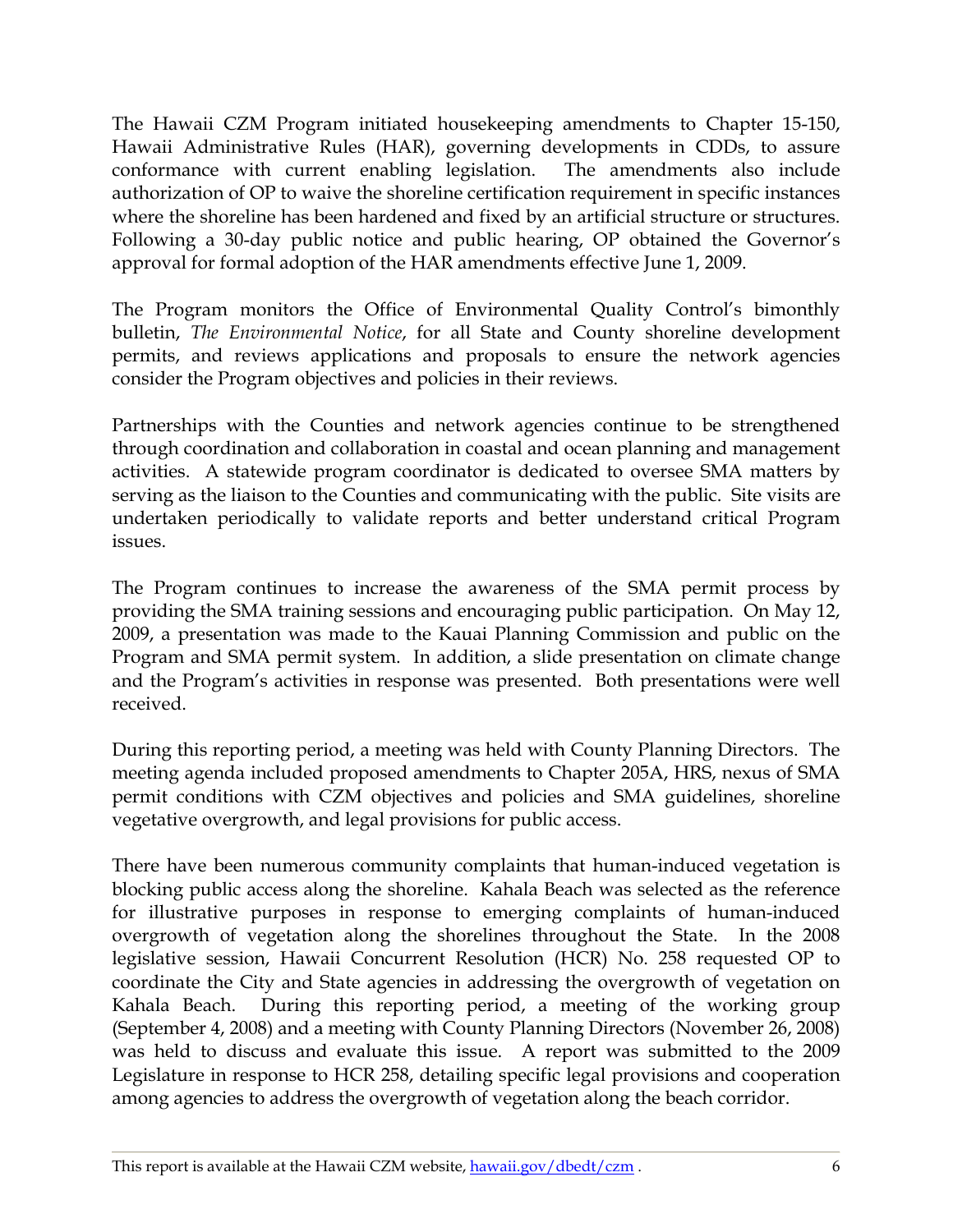The Hawaii CZM Program initiated housekeeping amendments to Chapter 15-150, Hawaii Administrative Rules (HAR), governing developments in CDDs, to assure conformance with current enabling legislation. The amendments also include authorization of OP to waive the shoreline certification requirement in specific instances where the shoreline has been hardened and fixed by an artificial structure or structures. Following a 30-day public notice and public hearing, OP obtained the Governor's approval for formal adoption of the HAR amendments effective June 1, 2009.

The Program monitors the Office of Environmental Quality Control's bimonthly bulletin, *The Environmental Notice*, for all State and County shoreline development permits, and reviews applications and proposals to ensure the network agencies consider the Program objectives and policies in their reviews.

Partnerships with the Counties and network agencies continue to be strengthened through coordination and collaboration in coastal and ocean planning and management activities. A statewide program coordinator is dedicated to oversee SMA matters by serving as the liaison to the Counties and communicating with the public. Site visits are undertaken periodically to validate reports and better understand critical Program issues.

The Program continues to increase the awareness of the SMA permit process by providing the SMA training sessions and encouraging public participation. On May 12, 2009, a presentation was made to the Kauai Planning Commission and public on the Program and SMA permit system. In addition, a slide presentation on climate change and the Program's activities in response was presented. Both presentations were well received.

During this reporting period, a meeting was held with County Planning Directors. The meeting agenda included proposed amendments to Chapter 205A, HRS, nexus of SMA permit conditions with CZM objectives and policies and SMA guidelines, shoreline vegetative overgrowth, and legal provisions for public access.

There have been numerous community complaints that human-induced vegetation is blocking public access along the shoreline. Kahala Beach was selected as the reference for illustrative purposes in response to emerging complaints of human-induced overgrowth of vegetation along the shorelines throughout the State. In the 2008 legislative session, Hawaii Concurrent Resolution (HCR) No. 258 requested OP to coordinate the City and State agencies in addressing the overgrowth of vegetation on Kahala Beach. During this reporting period, a meeting of the working group (September 4, 2008) and a meeting with County Planning Directors (November 26, 2008) was held to discuss and evaluate this issue. A report was submitted to the 2009 Legislature in response to HCR 258, detailing specific legal provisions and cooperation among agencies to address the overgrowth of vegetation along the beach corridor.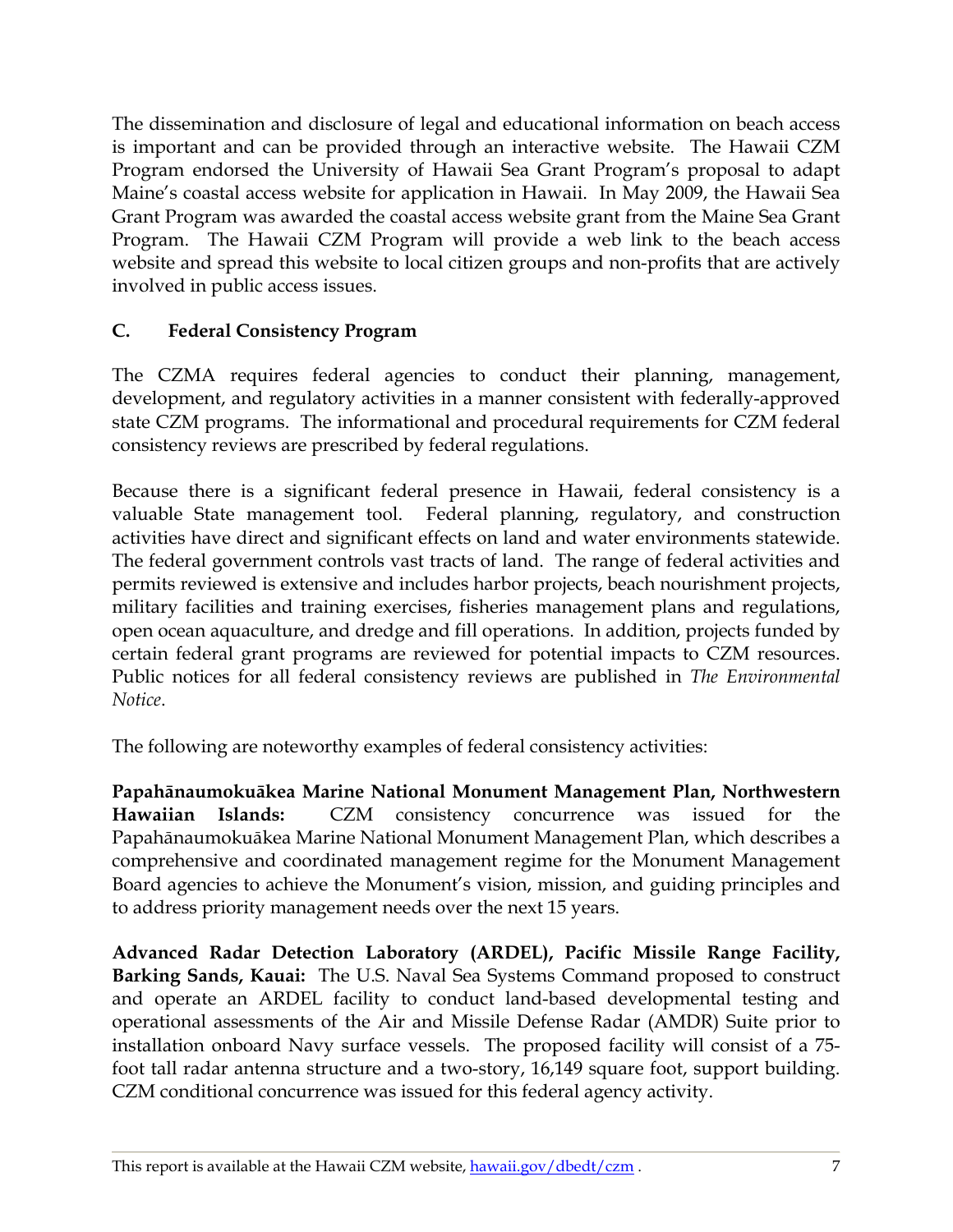The dissemination and disclosure of legal and educational information on beach access is important and can be provided through an interactive website. The Hawaii CZM Program endorsed the University of Hawaii Sea Grant Program's proposal to adapt Maine's coastal access website for application in Hawaii. In May 2009, the Hawaii Sea Grant Program was awarded the coastal access website grant from the Maine Sea Grant Program. The Hawaii CZM Program will provide a web link to the beach access website and spread this website to local citizen groups and non-profits that are actively involved in public access issues.

### C. Federal Consistency Program

The CZMA requires federal agencies to conduct their planning, management, development, and regulatory activities in a manner consistent with federally-approved state CZM programs. The informational and procedural requirements for CZM federal consistency reviews are prescribed by federal regulations.

Because there is a significant federal presence in Hawaii, federal consistency is a valuable State management tool. Federal planning, regulatory, and construction activities have direct and significant effects on land and water environments statewide. The federal government controls vast tracts of land. The range of federal activities and permits reviewed is extensive and includes harbor projects, beach nourishment projects, military facilities and training exercises, fisheries management plans and regulations, open ocean aquaculture, and dredge and fill operations. In addition, projects funded by certain federal grant programs are reviewed for potential impacts to CZM resources. Public notices for all federal consistency reviews are published in *The Environmental Notice*.

The following are noteworthy examples of federal consistency activities:

**Papahānaumokuākea Marine National Monument Management Plan, Northwestern Hawaiian Islands:** CZM consistency concurrence was issued for the Papahānaumokuākea Marine National Monument Management Plan, which describes a comprehensive and coordinated management regime for the Monument Management Board agencies to achieve the Monument's vision, mission, and guiding principles and to address priority management needs over the next 15 years.

**Advanced Radar Detection Laboratory (ARDEL), Pacific Missile Range Facility, Barking Sands, Kauai:** The U.S. Naval Sea Systems Command proposed to construct and operate an ARDEL facility to conduct land-based developmental testing and operational assessments of the Air and Missile Defense Radar (AMDR) Suite prior to installation onboard Navy surface vessels. The proposed facility will consist of a 75-foot tall radar antenna structure and a two-story, 16,149 square foot, support building. CZM conditional concurrence was issued for this federal agency activity.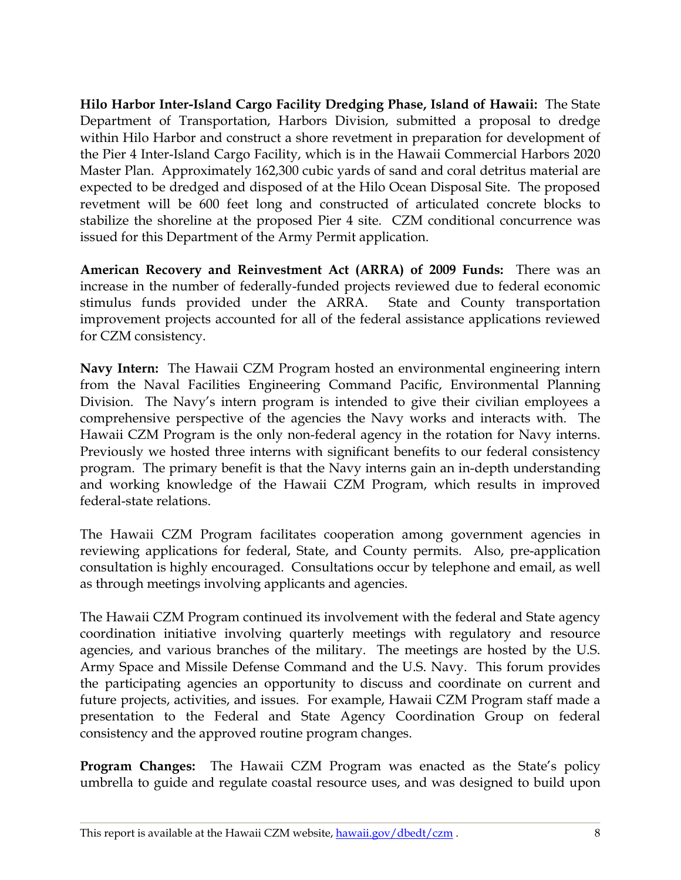**Hilo Harbor Inter-Island Cargo Facility Dredging Phase, Island of Hawaii:** The State Department of Transportation, Harbors Division, submitted a proposal to dredge within Hilo Harbor and construct a shore revetment in preparation for development of the Pier 4 Inter-Island Cargo Facility, which is in the Hawaii Commercial Harbors 2020 Master Plan. Approximately 162,300 cubic yards of sand and coral detritus material are expected to be dredged and disposed of at the Hilo Ocean Disposal Site. The proposed revetment will be 600 feet long and constructed of articulated concrete blocks to stabilize the shoreline at the proposed Pier 4 site. CZM conditional concurrence was issued for this Department of the Army Permit application.

**American Recovery and Reinvestment Act (ARRA) of 2009 Funds:** There was an increase in the number of federally-funded projects reviewed due to federal economic stimulus funds provided under the ARRA. State and County transportation improvement projects accounted for all of the federal assistance applications reviewed for CZM consistency.

**Navy Intern:** The Hawaii CZM Program hosted an environmental engineering intern from the Naval Facilities Engineering Command Pacific, Environmental Planning Division. The Navy's intern program is intended to give their civilian employees a comprehensive perspective of the agencies the Navy works and interacts with. The Hawaii CZM Program is the only non-federal agency in the rotation for Navy interns. Previously we hosted three interns with significant benefits to our federal consistency program. The primary benefit is that the Navy interns gain an in-depth understanding and working knowledge of the Hawaii CZM Program, which results in improved federal-state relations.

The Hawaii CZM Program facilitates cooperation among government agencies in reviewing applications for federal, State, and County permits. Also, pre-application consultation is highly encouraged. Consultations occur by telephone and email, as well as through meetings involving applicants and agencies.

The Hawaii CZM Program continued its involvement with the federal and State agency coordination initiative involving quarterly meetings with regulatory and resource agencies, and various branches of the military. The meetings are hosted by the U.S. Army Space and Missile Defense Command and the U.S. Navy. This forum provides the participating agencies an opportunity to discuss and coordinate on current and future projects, activities, and issues. For example, Hawaii CZM Program staff made a presentation to the Federal and State Agency Coordination Group on federal consistency and the approved routine program changes.

**Program Changes:** The Hawaii CZM Program was enacted as the State's policy umbrella to guide and regulate coastal resource uses, and was designed to build upon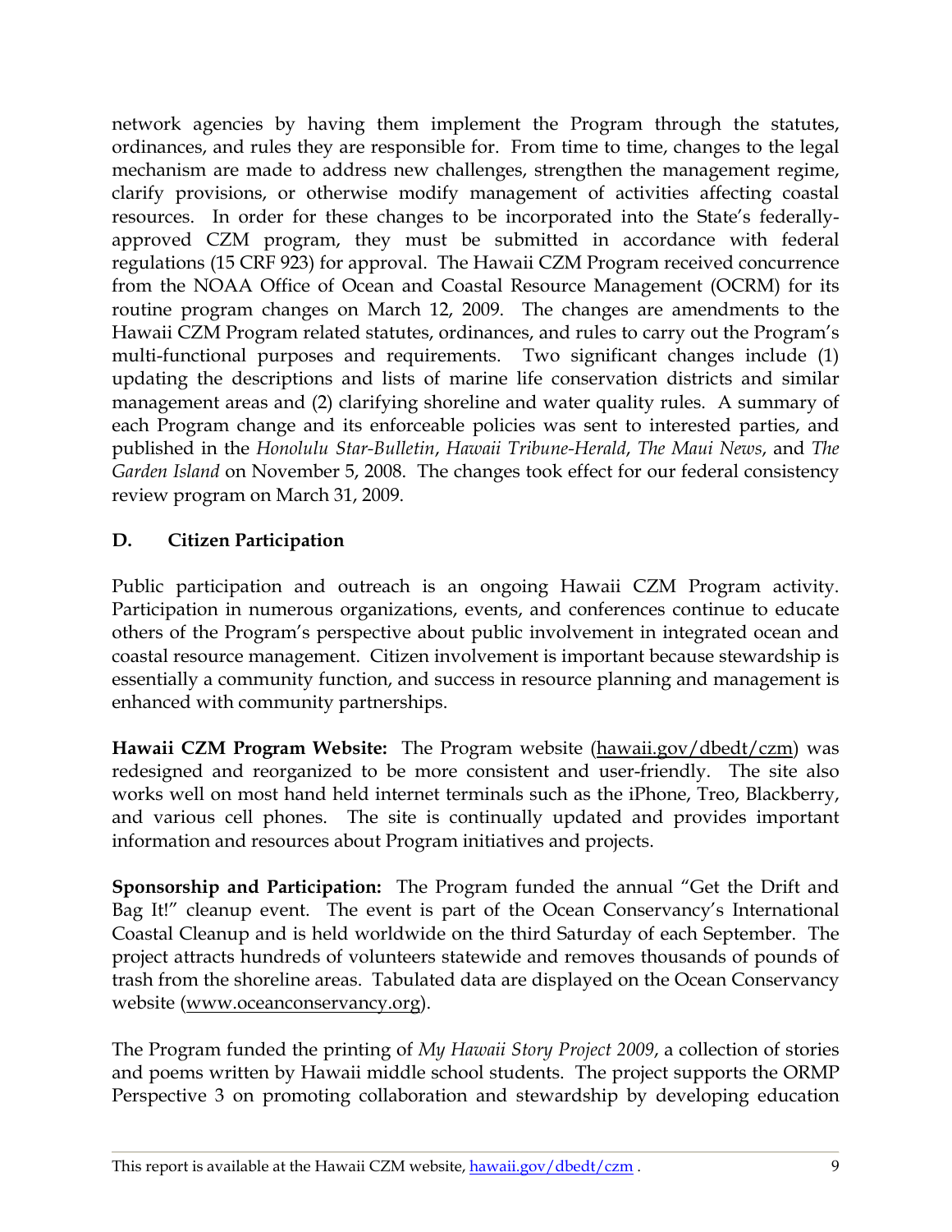network agencies by having them implement the Program through the statutes, ordinances, and rules they are responsible for. From time to time, changes to the legal mechanism are made to address new challenges, strengthen the management regime, clarify provisions, or otherwise modify management of activities affecting coastal resources. In order for these changes to be incorporated into the State's federally-approved CZM program, they must be submitted in accordance with federal regulations (15 CRF 923) for approval. The Hawaii CZM Program received concurrence from the NOAA Office of Ocean and Coastal Resource Management (OCRM) for its routine program changes on March 12, 2009. The changes are amendments to the Hawaii CZM Program related statutes, ordinances, and rules to carry out the Program's multi-functional purposes and requirements. Two significant changes include (1) updating the descriptions and lists of marine life conservation districts and similar management areas and (2) clarifying shoreline and water quality rules. A summary of each Program change and its enforceable policies was sent to interested parties, and published in the *Honolulu Star-Bulletin*, *Hawaii Tribune-Herald*, *The Maui News*, and *The Garden Island* on November 5, 2008. The changes took effect for our federal consistency review program on March 31, 2009.

## D. Citizen Participation

Public participation and outreach is an ongoing Hawaii CZM Program activity. Participation in numerous organizations, events, and conferences continue to educate others of the Program's perspective about public involvement in integrated ocean and coastal resource management. Citizen involvement is important because stewardship is essentially a community function, and success in resource planning and management is enhanced with community partnerships.

**Hawaii CZM Program Website:** The Program website (hawaii.gov/dbedt/czm) was redesigned and reorganized to be more consistent and user-friendly. The site also works well on most hand held internet terminals such as the iPhone, Treo, Blackberry, and various cell phones. The site is continually updated and provides important information and resources about Program initiatives and projects.

**Sponsorship and Participation:** The Program funded the annual "Get the Drift and Bag It!" cleanup event. The event is part of the Ocean Conservancy's International Coastal Cleanup and is held worldwide on the third Saturday of each September. The project attracts hundreds of volunteers statewide and removes thousands of pounds of trash from the shoreline areas. Tabulated data are displayed on the Ocean Conservancy website (www.oceanconservancy.org).

The Program funded the printing of *My Hawaii Story Project 2009*, a collection of stories and poems written by Hawaii middle school students. The project supports the ORMP Perspective 3 on promoting collaboration and stewardship by developing education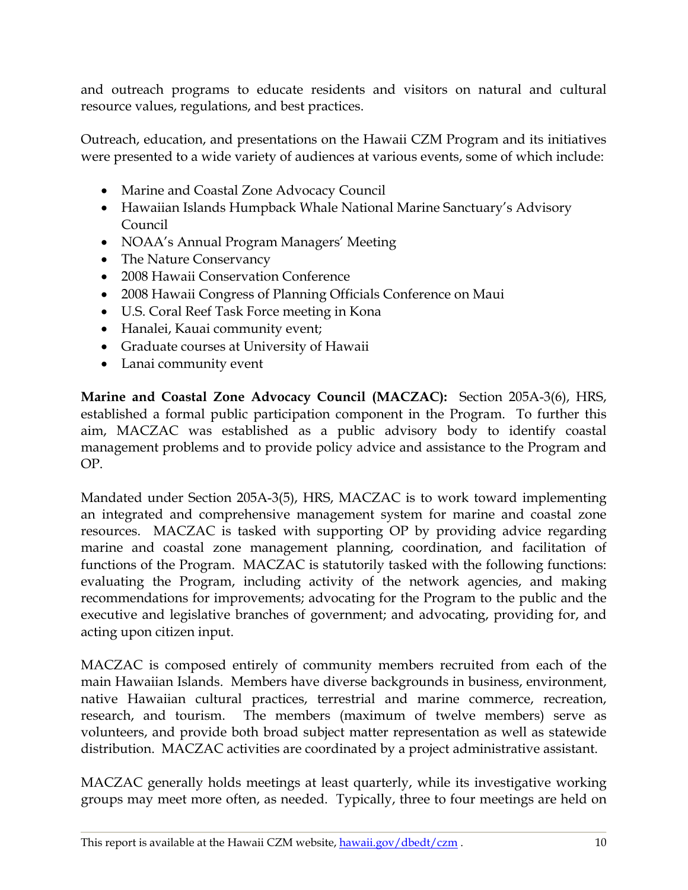and outreach programs to educate residents and visitors on natural and cultural resource values, regulations, and best practices.

Outreach, education, and presentations on the Hawaii CZM Program and its initiatives were presented to a wide variety of audiences at various events, some of which include:

- Marine and Coastal Zone Advocacy Council
- Hawaiian Islands Humpback Whale National Marine Sanctuary's Advisory Council
- NOAA's Annual Program Managers' Meeting
- The Nature Conservancy
- 2008 Hawaii Conservation Conference
- 2008 Hawaii Congress of Planning Officials Conference on Maui
- U.S. Coral Reef Task Force meeting in Kona
- Hanalei, Kauai community event;
- Graduate courses at University of Hawaii
- Lanai community event

**Marine and Coastal Zone Advocacy Council (MACZAC):** Section 205A-3(6), HRS, established a formal public participation component in the Program. To further this aim, MACZAC was established as a public advisory body to identify coastal management problems and to provide policy advice and assistance to the Program and OP.

Mandated under Section 205A-3(5), HRS, MACZAC is to work toward implementing an integrated and comprehensive management system for marine and coastal zone resources. MACZAC is tasked with supporting OP by providing advice regarding marine and coastal zone management planning, coordination, and facilitation of functions of the Program. MACZAC is statutorily tasked with the following functions: evaluating the Program, including activity of the network agencies, and making recommendations for improvements; advocating for the Program to the public and the executive and legislative branches of government; and advocating, providing for, and acting upon citizen input.

MACZAC is composed entirely of community members recruited from each of the main Hawaiian Islands. Members have diverse backgrounds in business, environment, native Hawaiian cultural practices, terrestrial and marine commerce, recreation, research, and tourism. The members (maximum of twelve members) serve as volunteers, and provide both broad subject matter representation as well as statewide distribution. MACZAC activities are coordinated by a project administrative assistant.

MACZAC generally holds meetings at least quarterly, while its investigative working groups may meet more often, as needed. Typically, three to four meetings are held on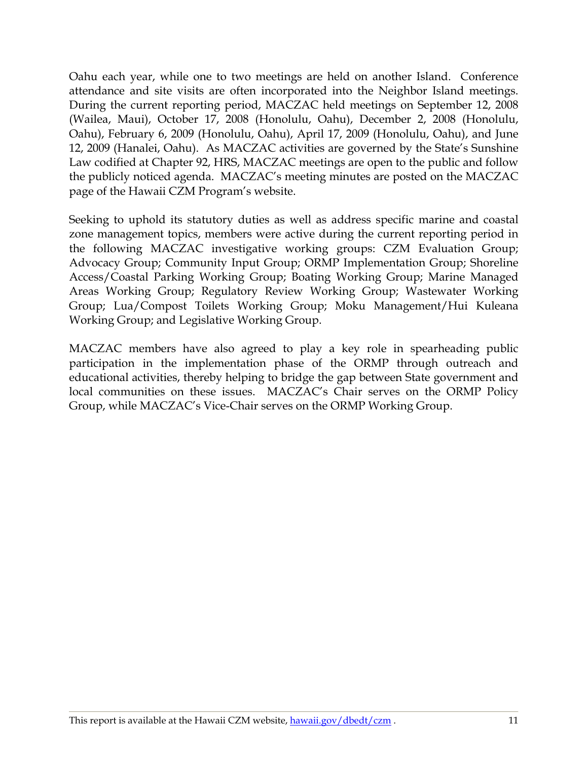Oahu each year, while one to two meetings are held on another Island. Conference attendance and site visits are often incorporated into the Neighbor Island meetings. During the current reporting period, MACZAC held meetings on September 12, 2008 (Wailea, Maui), October 17, 2008 (Honolulu, Oahu), December 2, 2008 (Honolulu, Oahu), February 6, 2009 (Honolulu, Oahu), April 17, 2009 (Honolulu, Oahu), and June 12, 2009 (Hanalei, Oahu). As MACZAC activities are governed by the State's Sunshine Law codified at Chapter 92, HRS, MACZAC meetings are open to the public and follow the publicly noticed agenda. MACZAC's meeting minutes are posted on the MACZAC page of the Hawaii CZM Program's website.

Seeking to uphold its statutory duties as well as address specific marine and coastal zone management topics, members were active during the current reporting period in the following MACZAC investigative working groups: CZM Evaluation Group; Advocacy Group; Community Input Group; ORMP Implementation Group; Shoreline Access/Coastal Parking Working Group; Boating Working Group; Marine Managed Areas Working Group; Regulatory Review Working Group; Wastewater Working Group; Lua/Compost Toilets Working Group; Moku Management/Hui Kuleana Working Group; and Legislative Working Group.

MACZAC members have also agreed to play a key role in spearheading public participation in the implementation phase of the ORMP through outreach and educational activities, thereby helping to bridge the gap between State government and local communities on these issues. MACZAC's Chair serves on the ORMP Policy Group, while MACZAC's Vice-Chair serves on the ORMP Working Group.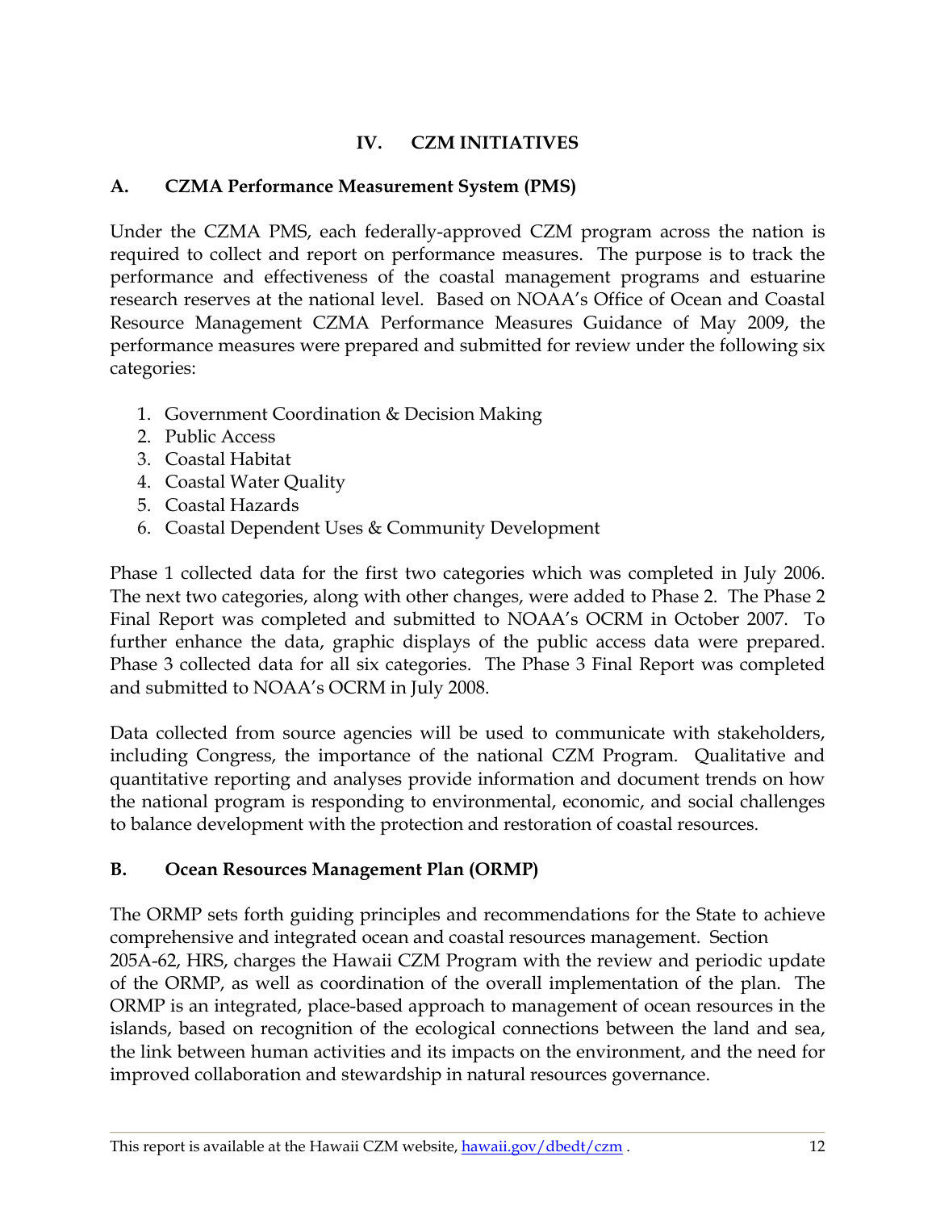# IV. CZM INITIATIVES

## A. CZMA Performance Measurement System (PMS)

Under the CZMA PMS, each federally-approved CZM program across the nation is required to collect and report on performance measures. The purpose is to track the performance and effectiveness of the coastal management programs and estuarine research reserves at the national level. Based on NOAA's Office of Ocean and Coastal Resource Management CZMA Performance Measures Guidance of May 2009, the performance measures were prepared and submitted for review under the following six categories:

1. Government Coordination & Decision Making
2. Public Access
3. Coastal Habitat
4. Coastal Water Quality
5. Coastal Hazards
6. Coastal Dependent Uses & Community Development

Phase 1 collected data for the first two categories which was completed in July 2006. The next two categories, along with other changes, were added to Phase 2. The Phase 2 Final Report was completed and submitted to NOAA's OCRM in October 2007. To further enhance the data, graphic displays of the public access data were prepared. Phase 3 collected data for all six categories. The Phase 3 Final Report was completed and submitted to NOAA's OCRM in July 2008.

Data collected from source agencies will be used to communicate with stakeholders, including Congress, the importance of the national CZM Program. Qualitative and quantitative reporting and analyses provide information and document trends on how the national program is responding to environmental, economic, and social challenges to balance development with the protection and restoration of coastal resources.

## B. Ocean Resources Management Plan (ORMP)

The ORMP sets forth guiding principles and recommendations for the State to achieve comprehensive and integrated ocean and coastal resources management. Section 205A-62, HRS, charges the Hawaii CZM Program with the review and periodic update of the ORMP, as well as coordination of the overall implementation of the plan. The ORMP is an integrated, place-based approach to management of ocean resources in the islands, based on recognition of the ecological connections between the land and sea, the link between human activities and its impacts on the environment, and the need for improved collaboration and stewardship in natural resources governance.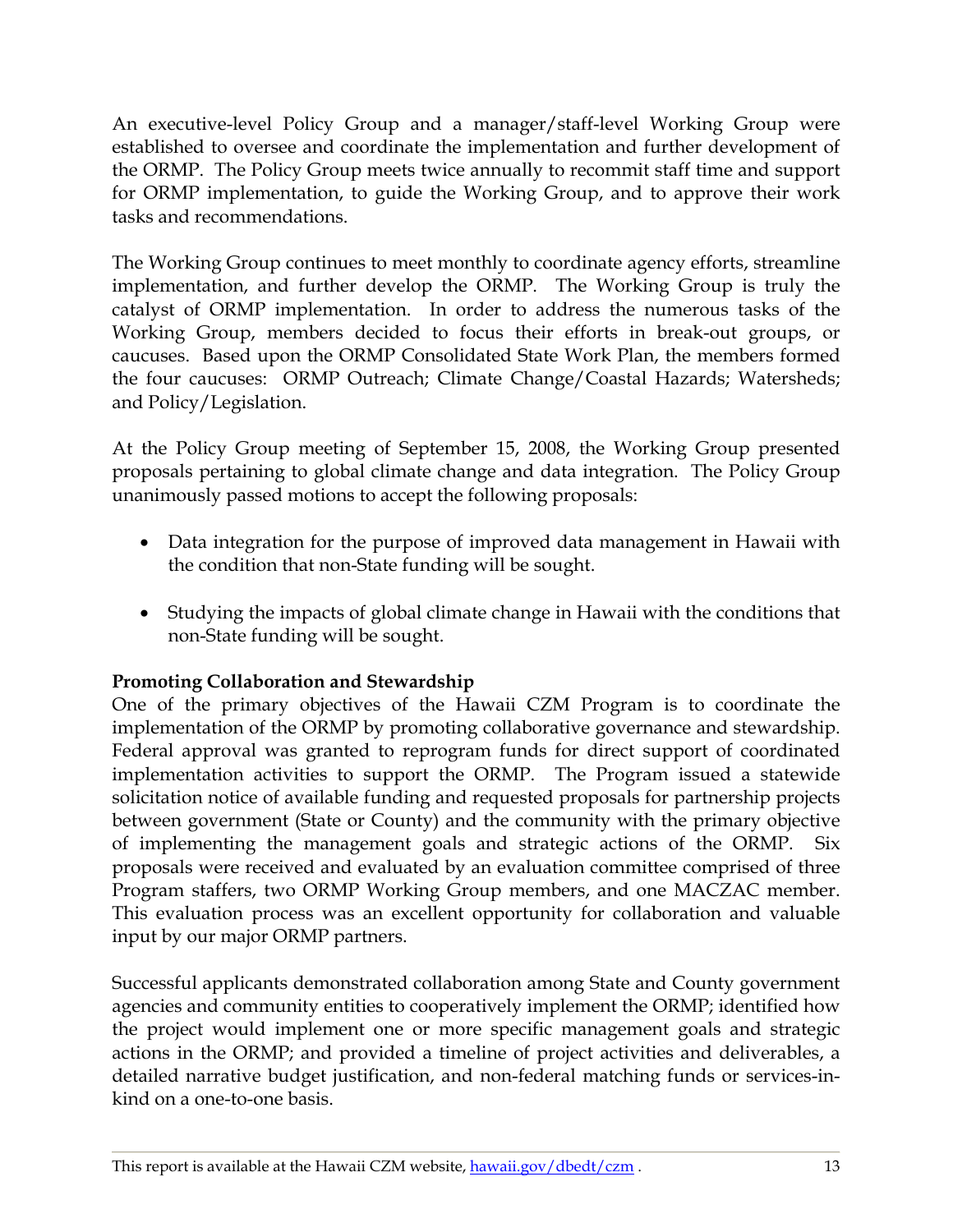An executive-level Policy Group and a manager/staff-level Working Group were established to oversee and coordinate the implementation and further development of the ORMP. The Policy Group meets twice annually to recommit staff time and support for ORMP implementation, to guide the Working Group, and to approve their work tasks and recommendations.

The Working Group continues to meet monthly to coordinate agency efforts, streamline implementation, and further develop the ORMP. The Working Group is truly the catalyst of ORMP implementation. In order to address the numerous tasks of the Working Group, members decided to focus their efforts in break-out groups, or caucuses. Based upon the ORMP Consolidated State Work Plan, the members formed the four caucuses: ORMP Outreach; Climate Change/Coastal Hazards; Watersheds; and Policy/Legislation.

At the Policy Group meeting of September 15, 2008, the Working Group presented proposals pertaining to global climate change and data integration. The Policy Group unanimously passed motions to accept the following proposals:

- Data integration for the purpose of improved data management in Hawaii with the condition that non-State funding will be sought.
- Studying the impacts of global climate change in Hawaii with the conditions that non-State funding will be sought.

**Promoting Collaboration and Stewardship**

One of the primary objectives of the Hawaii CZM Program is to coordinate the implementation of the ORMP by promoting collaborative governance and stewardship. Federal approval was granted to reprogram funds for direct support of coordinated implementation activities to support the ORMP. The Program issued a statewide solicitation notice of available funding and requested proposals for partnership projects between government (State or County) and the community with the primary objective of implementing the management goals and strategic actions of the ORMP. Six proposals were received and evaluated by an evaluation committee comprised of three Program staffers, two ORMP Working Group members, and one MACZAC member. This evaluation process was an excellent opportunity for collaboration and valuable input by our major ORMP partners.

Successful applicants demonstrated collaboration among State and County government agencies and community entities to cooperatively implement the ORMP; identified how the project would implement one or more specific management goals and strategic actions in the ORMP; and provided a timeline of project activities and deliverables, a detailed narrative budget justification, and non-federal matching funds or services-in-kind on a one-to-one basis.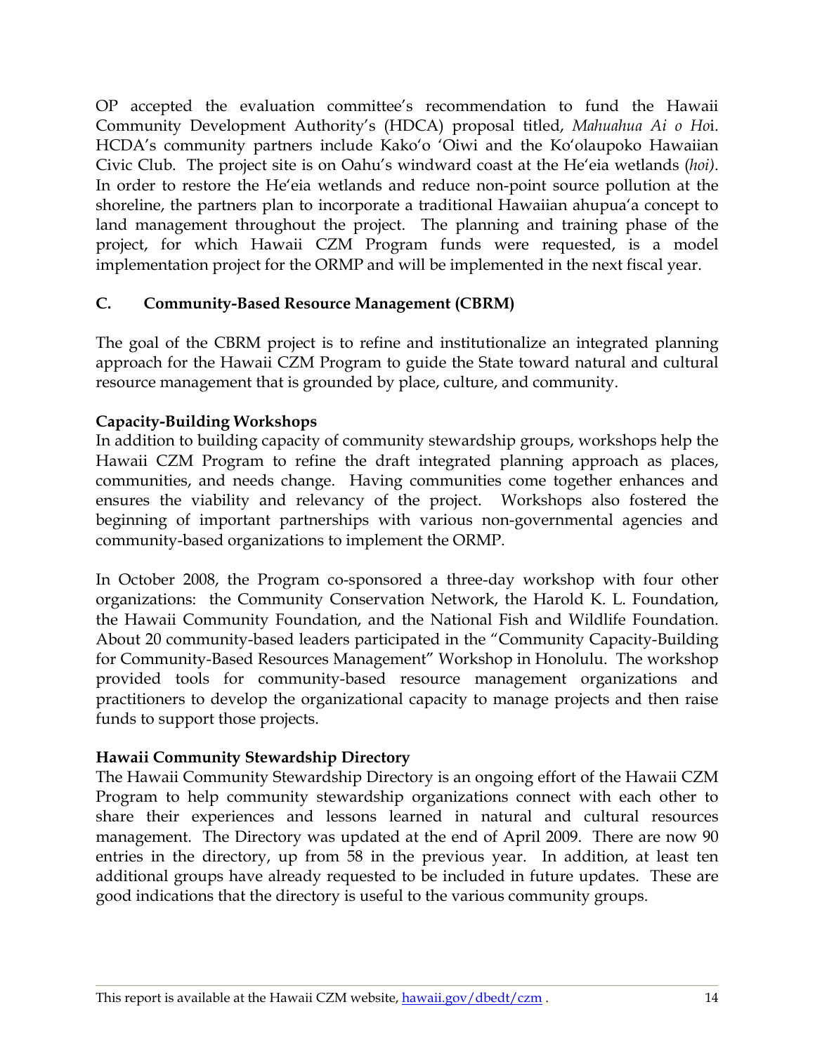OP accepted the evaluation committee's recommendation to fund the Hawaii Community Development Authority's (HDCA) proposal titled, *Mahuahua Ai o Ho*i. HCDA's community partners include Kako'o 'Oiwi and the Ko'olaupoko Hawaiian Civic Club. The project site is on Oahu's windward coast at the He'eia wetlands (*hoi)*. In order to restore the He'eia wetlands and reduce non-point source pollution at the shoreline, the partners plan to incorporate a traditional Hawaiian ahupua'a concept to land management throughout the project. The planning and training phase of the project, for which Hawaii CZM Program funds were requested, is a model implementation project for the ORMP and will be implemented in the next fiscal year.

## C. Community-Based Resource Management (CBRM)

The goal of the CBRM project is to refine and institutionalize an integrated planning approach for the Hawaii CZM Program to guide the State toward natural and cultural resource management that is grounded by place, culture, and community.

**Capacity-Building Workshops**

In addition to building capacity of community stewardship groups, workshops help the Hawaii CZM Program to refine the draft integrated planning approach as places, communities, and needs change. Having communities come together enhances and ensures the viability and relevancy of the project. Workshops also fostered the beginning of important partnerships with various non-governmental agencies and community-based organizations to implement the ORMP.

In October 2008, the Program co-sponsored a three-day workshop with four other organizations: the Community Conservation Network, the Harold K. L. Foundation, the Hawaii Community Foundation, and the National Fish and Wildlife Foundation. About 20 community-based leaders participated in the "Community Capacity-Building for Community-Based Resources Management" Workshop in Honolulu. The workshop provided tools for community-based resource management organizations and practitioners to develop the organizational capacity to manage projects and then raise funds to support those projects.

**Hawaii Community Stewardship Directory**

The Hawaii Community Stewardship Directory is an ongoing effort of the Hawaii CZM Program to help community stewardship organizations connect with each other to share their experiences and lessons learned in natural and cultural resources management. The Directory was updated at the end of April 2009. There are now 90 entries in the directory, up from 58 in the previous year. In addition, at least ten additional groups have already requested to be included in future updates. These are good indications that the directory is useful to the various community groups.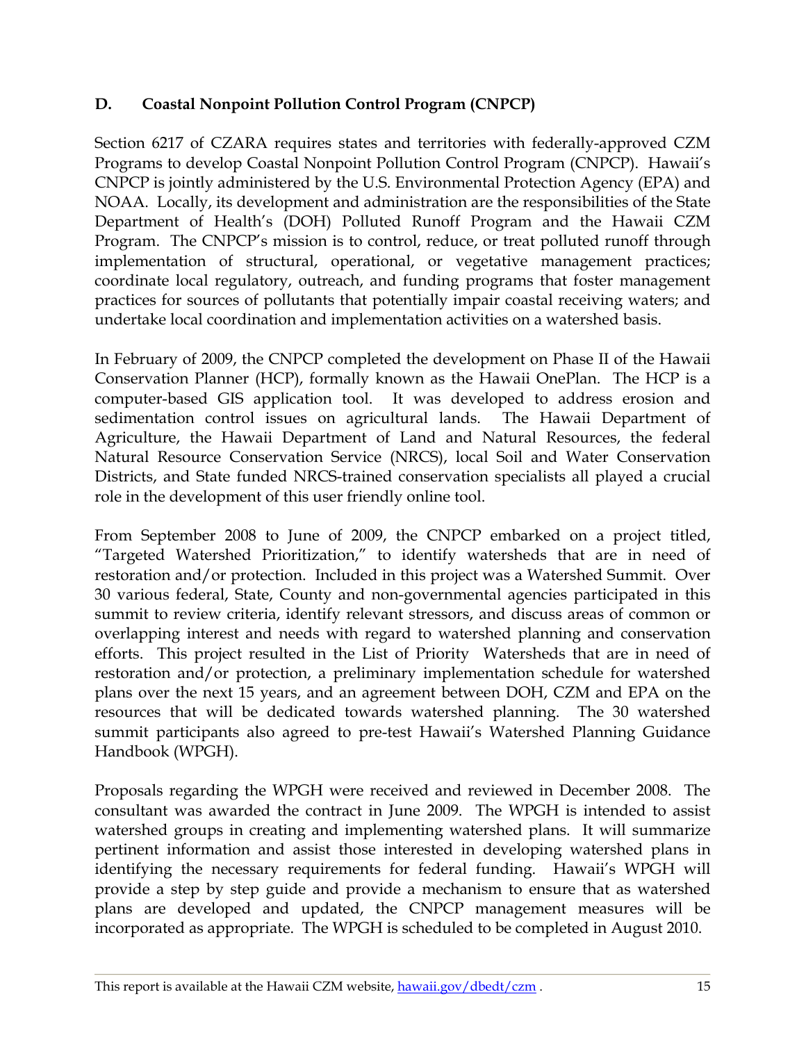### D. Coastal Nonpoint Pollution Control Program (CNPCP)

Section 6217 of CZARA requires states and territories with federally-approved CZM Programs to develop Coastal Nonpoint Pollution Control Program (CNPCP). Hawaii's CNPCP is jointly administered by the U.S. Environmental Protection Agency (EPA) and NOAA. Locally, its development and administration are the responsibilities of the State Department of Health's (DOH) Polluted Runoff Program and the Hawaii CZM Program. The CNPCP's mission is to control, reduce, or treat polluted runoff through implementation of structural, operational, or vegetative management practices; coordinate local regulatory, outreach, and funding programs that foster management practices for sources of pollutants that potentially impair coastal receiving waters; and undertake local coordination and implementation activities on a watershed basis.

In February of 2009, the CNPCP completed the development on Phase II of the Hawaii Conservation Planner (HCP), formally known as the Hawaii OnePlan. The HCP is a computer-based GIS application tool. It was developed to address erosion and sedimentation control issues on agricultural lands. The Hawaii Department of Agriculture, the Hawaii Department of Land and Natural Resources, the federal Natural Resource Conservation Service (NRCS), local Soil and Water Conservation Districts, and State funded NRCS-trained conservation specialists all played a crucial role in the development of this user friendly online tool.

From September 2008 to June of 2009, the CNPCP embarked on a project titled, "Targeted Watershed Prioritization," to identify watersheds that are in need of restoration and/or protection. Included in this project was a Watershed Summit. Over 30 various federal, State, County and non-governmental agencies participated in this summit to review criteria, identify relevant stressors, and discuss areas of common or overlapping interest and needs with regard to watershed planning and conservation efforts. This project resulted in the List of Priority Watersheds that are in need of restoration and/or protection, a preliminary implementation schedule for watershed plans over the next 15 years, and an agreement between DOH, CZM and EPA on the resources that will be dedicated towards watershed planning. The 30 watershed summit participants also agreed to pre-test Hawaii's Watershed Planning Guidance Handbook (WPGH).

Proposals regarding the WPGH were received and reviewed in December 2008. The consultant was awarded the contract in June 2009. The WPGH is intended to assist watershed groups in creating and implementing watershed plans. It will summarize pertinent information and assist those interested in developing watershed plans in identifying the necessary requirements for federal funding. Hawaii's WPGH will provide a step by step guide and provide a mechanism to ensure that as watershed plans are developed and updated, the CNPCP management measures will be incorporated as appropriate. The WPGH is scheduled to be completed in August 2010.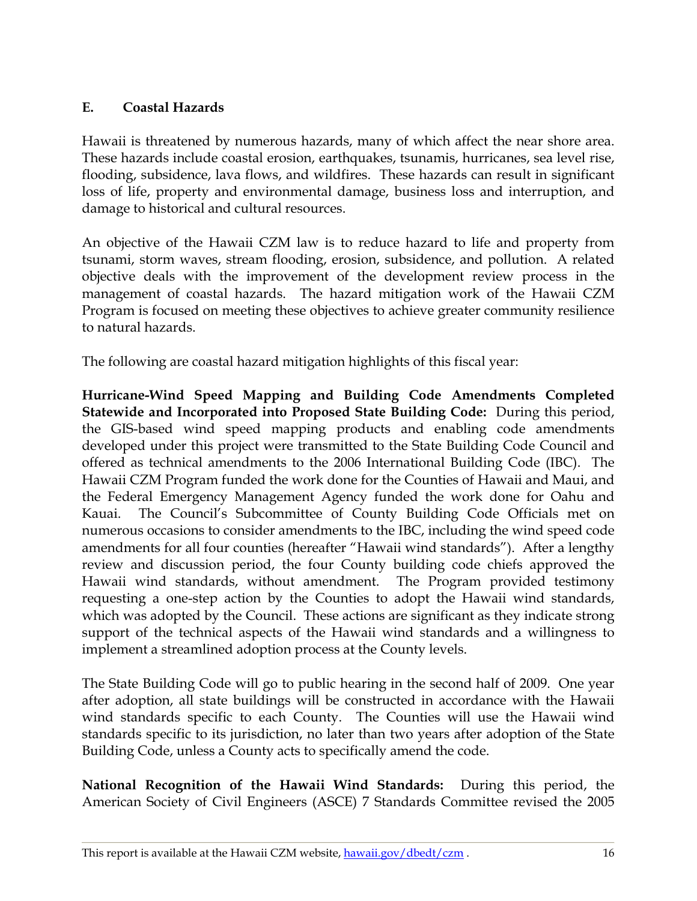### E. Coastal Hazards

Hawaii is threatened by numerous hazards, many of which affect the near shore area. These hazards include coastal erosion, earthquakes, tsunamis, hurricanes, sea level rise, flooding, subsidence, lava flows, and wildfires. These hazards can result in significant loss of life, property and environmental damage, business loss and interruption, and damage to historical and cultural resources.

An objective of the Hawaii CZM law is to reduce hazard to life and property from tsunami, storm waves, stream flooding, erosion, subsidence, and pollution. A related objective deals with the improvement of the development review process in the management of coastal hazards. The hazard mitigation work of the Hawaii CZM Program is focused on meeting these objectives to achieve greater community resilience to natural hazards.

The following are coastal hazard mitigation highlights of this fiscal year:

**Hurricane-Wind Speed Mapping and Building Code Amendments Completed Statewide and Incorporated into Proposed State Building Code:** During this period, the GIS-based wind speed mapping products and enabling code amendments developed under this project were transmitted to the State Building Code Council and offered as technical amendments to the 2006 International Building Code (IBC). The Hawaii CZM Program funded the work done for the Counties of Hawaii and Maui, and the Federal Emergency Management Agency funded the work done for Oahu and Kauai. The Council's Subcommittee of County Building Code Officials met on numerous occasions to consider amendments to the IBC, including the wind speed code amendments for all four counties (hereafter "Hawaii wind standards"). After a lengthy review and discussion period, the four County building code chiefs approved the Hawaii wind standards, without amendment. The Program provided testimony requesting a one-step action by the Counties to adopt the Hawaii wind standards, which was adopted by the Council. These actions are significant as they indicate strong support of the technical aspects of the Hawaii wind standards and a willingness to implement a streamlined adoption process at the County levels.

The State Building Code will go to public hearing in the second half of 2009. One year after adoption, all state buildings will be constructed in accordance with the Hawaii wind standards specific to each County. The Counties will use the Hawaii wind standards specific to its jurisdiction, no later than two years after adoption of the State Building Code, unless a County acts to specifically amend the code.

**National Recognition of the Hawaii Wind Standards:** During this period, the American Society of Civil Engineers (ASCE) 7 Standards Committee revised the 2005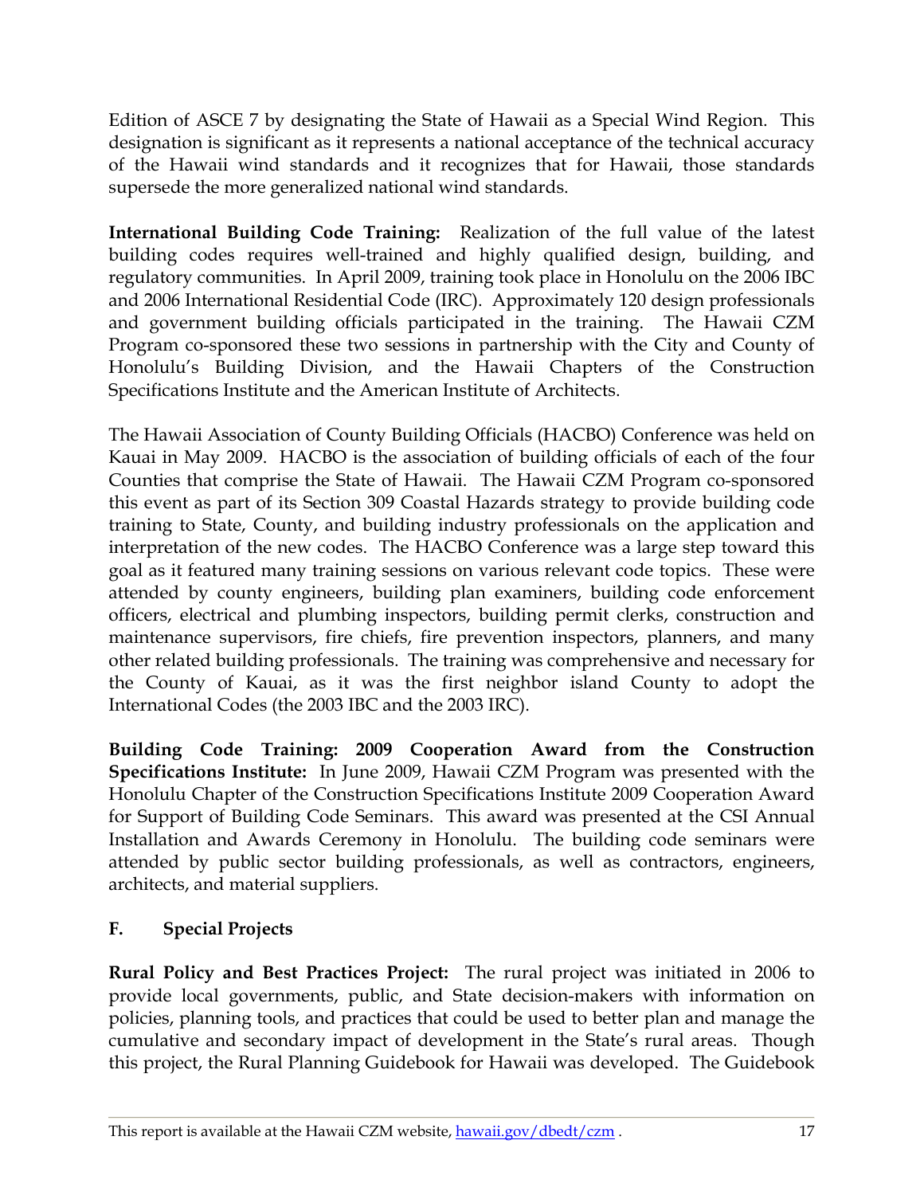Edition of ASCE 7 by designating the State of Hawaii as a Special Wind Region. This designation is significant as it represents a national acceptance of the technical accuracy of the Hawaii wind standards and it recognizes that for Hawaii, those standards supersede the more generalized national wind standards.

**International Building Code Training:** Realization of the full value of the latest building codes requires well-trained and highly qualified design, building, and regulatory communities. In April 2009, training took place in Honolulu on the 2006 IBC and 2006 International Residential Code (IRC). Approximately 120 design professionals and government building officials participated in the training. The Hawaii CZM Program co-sponsored these two sessions in partnership with the City and County of Honolulu's Building Division, and the Hawaii Chapters of the Construction Specifications Institute and the American Institute of Architects.

The Hawaii Association of County Building Officials (HACBO) Conference was held on Kauai in May 2009. HACBO is the association of building officials of each of the four Counties that comprise the State of Hawaii. The Hawaii CZM Program co-sponsored this event as part of its Section 309 Coastal Hazards strategy to provide building code training to State, County, and building industry professionals on the application and interpretation of the new codes. The HACBO Conference was a large step toward this goal as it featured many training sessions on various relevant code topics. These were attended by county engineers, building plan examiners, building code enforcement officers, electrical and plumbing inspectors, building permit clerks, construction and maintenance supervisors, fire chiefs, fire prevention inspectors, planners, and many other related building professionals. The training was comprehensive and necessary for the County of Kauai, as it was the first neighbor island County to adopt the International Codes (the 2003 IBC and the 2003 IRC).

**Building Code Training: 2009 Cooperation Award from the Construction Specifications Institute:** In June 2009, Hawaii CZM Program was presented with the Honolulu Chapter of the Construction Specifications Institute 2009 Cooperation Award for Support of Building Code Seminars. This award was presented at the CSI Annual Installation and Awards Ceremony in Honolulu. The building code seminars were attended by public sector building professionals, as well as contractors, engineers, architects, and material suppliers.

### F. Special Projects

**Rural Policy and Best Practices Project:** The rural project was initiated in 2006 to provide local governments, public, and State decision-makers with information on policies, planning tools, and practices that could be used to better plan and manage the cumulative and secondary impact of development in the State's rural areas. Though this project, the Rural Planning Guidebook for Hawaii was developed. The Guidebook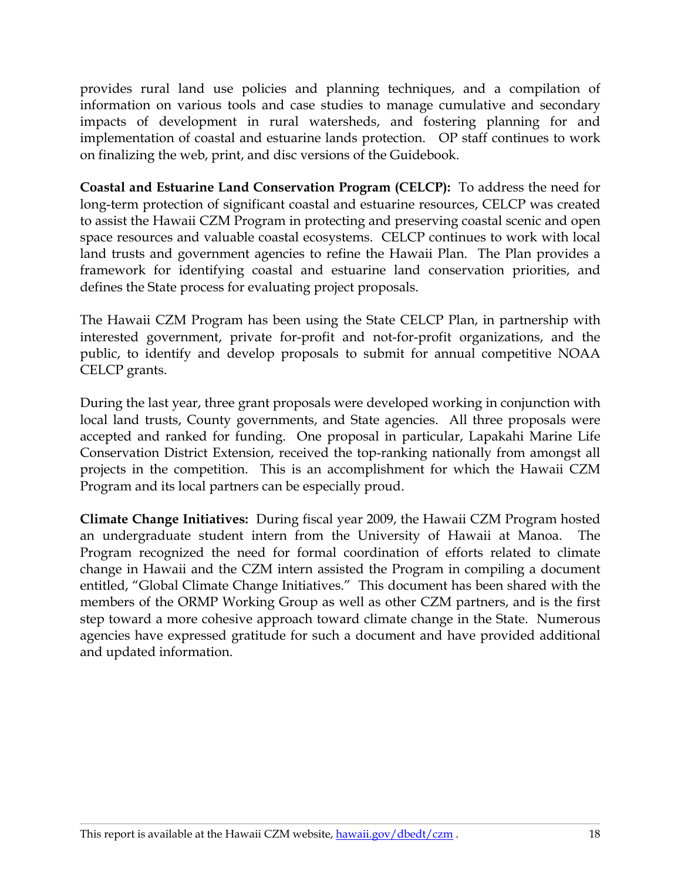provides rural land use policies and planning techniques, and a compilation of information on various tools and case studies to manage cumulative and secondary impacts of development in rural watersheds, and fostering planning for and implementation of coastal and estuarine lands protection. OP staff continues to work on finalizing the web, print, and disc versions of the Guidebook.

**Coastal and Estuarine Land Conservation Program (CELCP):** To address the need for long-term protection of significant coastal and estuarine resources, CELCP was created to assist the Hawaii CZM Program in protecting and preserving coastal scenic and open space resources and valuable coastal ecosystems. CELCP continues to work with local land trusts and government agencies to refine the Hawaii Plan. The Plan provides a framework for identifying coastal and estuarine land conservation priorities, and defines the State process for evaluating project proposals.

The Hawaii CZM Program has been using the State CELCP Plan, in partnership with interested government, private for-profit and not-for-profit organizations, and the public, to identify and develop proposals to submit for annual competitive NOAA CELCP grants.

During the last year, three grant proposals were developed working in conjunction with local land trusts, County governments, and State agencies. All three proposals were accepted and ranked for funding. One proposal in particular, Lapakahi Marine Life Conservation District Extension, received the top-ranking nationally from amongst all projects in the competition. This is an accomplishment for which the Hawaii CZM Program and its local partners can be especially proud.

**Climate Change Initiatives:** During fiscal year 2009, the Hawaii CZM Program hosted an undergraduate student intern from the University of Hawaii at Manoa. The Program recognized the need for formal coordination of efforts related to climate change in Hawaii and the CZM intern assisted the Program in compiling a document entitled, "Global Climate Change Initiatives." This document has been shared with the members of the ORMP Working Group as well as other CZM partners, and is the first step toward a more cohesive approach toward climate change in the State. Numerous agencies have expressed gratitude for such a document and have provided additional and updated information.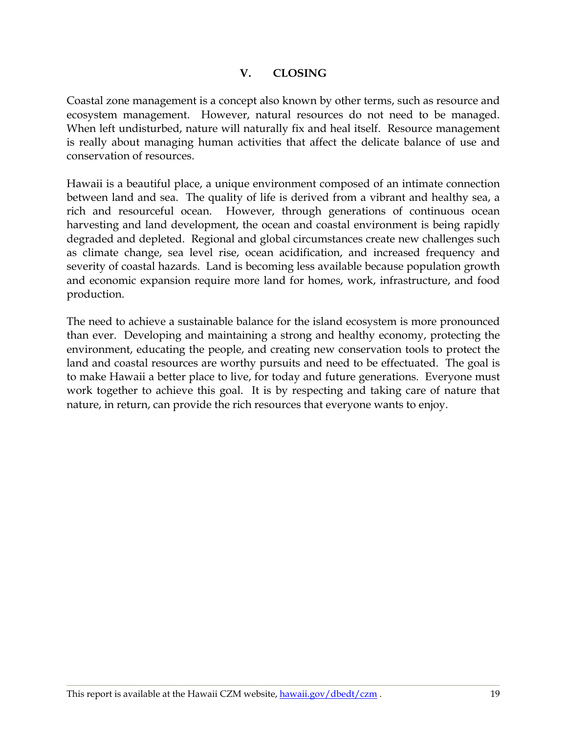## V. CLOSING

Coastal zone management is a concept also known by other terms, such as resource and ecosystem management. However, natural resources do not need to be managed. When left undisturbed, nature will naturally fix and heal itself. Resource management is really about managing human activities that affect the delicate balance of use and conservation of resources.

Hawaii is a beautiful place, a unique environment composed of an intimate connection between land and sea. The quality of life is derived from a vibrant and healthy sea, a rich and resourceful ocean. However, through generations of continuous ocean harvesting and land development, the ocean and coastal environment is being rapidly degraded and depleted. Regional and global circumstances create new challenges such as climate change, sea level rise, ocean acidification, and increased frequency and severity of coastal hazards. Land is becoming less available because population growth and economic expansion require more land for homes, work, infrastructure, and food production.

The need to achieve a sustainable balance for the island ecosystem is more pronounced than ever. Developing and maintaining a strong and healthy economy, protecting the environment, educating the people, and creating new conservation tools to protect the land and coastal resources are worthy pursuits and need to be effectuated. The goal is to make Hawaii a better place to live, for today and future generations. Everyone must work together to achieve this goal. It is by respecting and taking care of nature that nature, in return, can provide the rich resources that everyone wants to enjoy.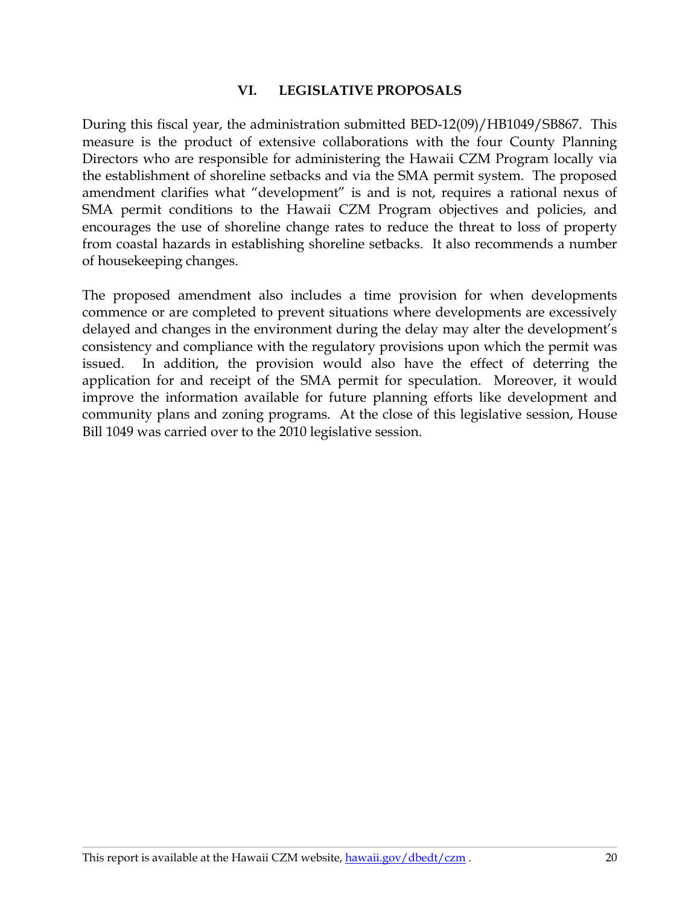## VI. LEGISLATIVE PROPOSALS

During this fiscal year, the administration submitted BED-12(09)/HB1049/SB867. This measure is the product of extensive collaborations with the four County Planning Directors who are responsible for administering the Hawaii CZM Program locally via the establishment of shoreline setbacks and via the SMA permit system. The proposed amendment clarifies what "development" is and is not, requires a rational nexus of SMA permit conditions to the Hawaii CZM Program objectives and policies, and encourages the use of shoreline change rates to reduce the threat to loss of property from coastal hazards in establishing shoreline setbacks. It also recommends a number of housekeeping changes.

The proposed amendment also includes a time provision for when developments commence or are completed to prevent situations where developments are excessively delayed and changes in the environment during the delay may alter the development's consistency and compliance with the regulatory provisions upon which the permit was issued. In addition, the provision would also have the effect of deterring the application for and receipt of the SMA permit for speculation. Moreover, it would improve the information available for future planning efforts like development and community plans and zoning programs. At the close of this legislative session, House Bill 1049 was carried over to the 2010 legislative session.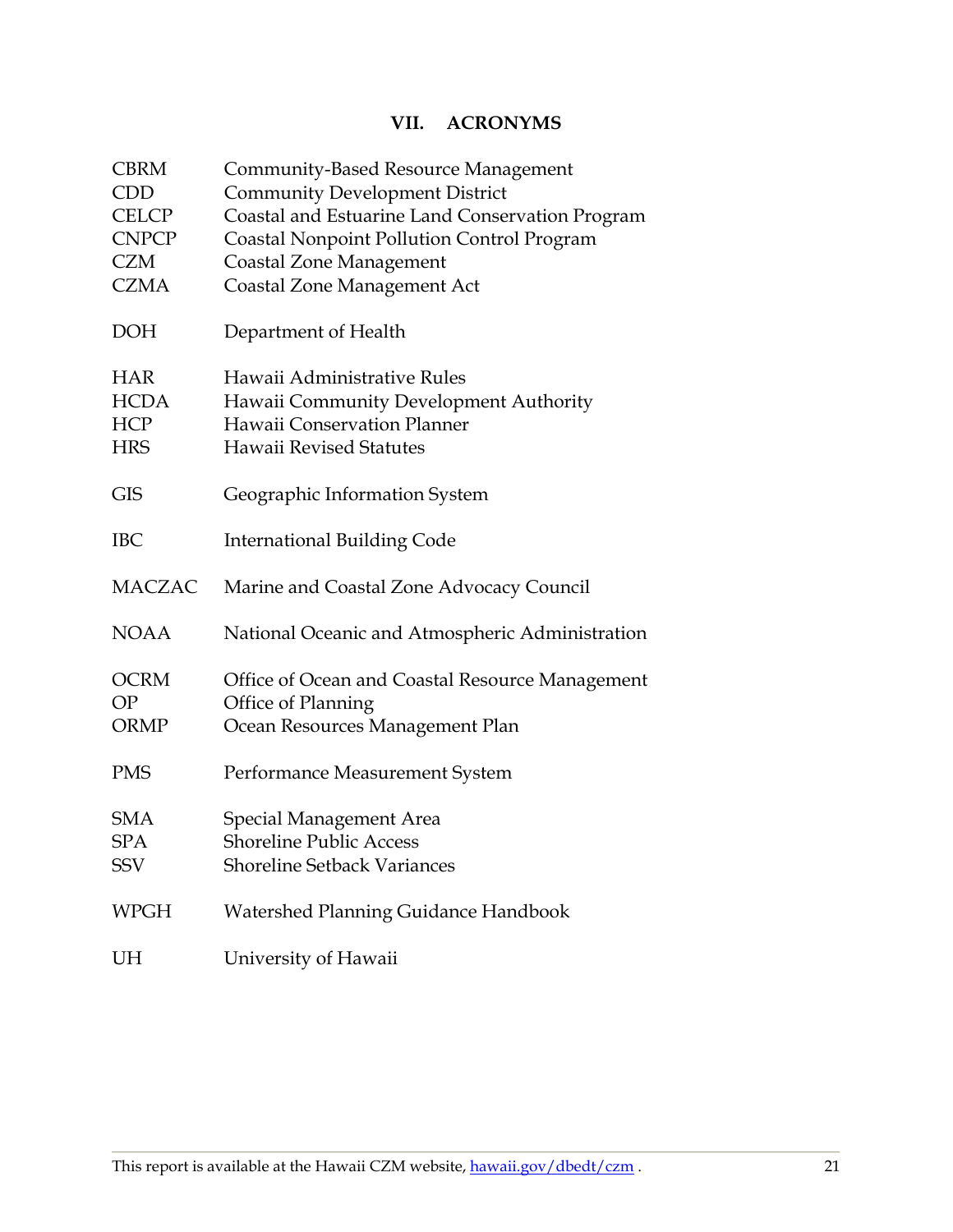## VII. ACRONYMS

| | |
|---|---|
| CBRM | Community-Based Resource Management |
| CDD | Community Development District |
| CELCP | Coastal and Estuarine Land Conservation Program |
| CNPCP | Coastal Nonpoint Pollution Control Program |
| CZM | Coastal Zone Management |
| CZMA | Coastal Zone Management Act |
| DOH | Department of Health |
| HAR | Hawaii Administrative Rules |
| HCDA | Hawaii Community Development Authority |
| HCP | Hawaii Conservation Planner |
| HRS | Hawaii Revised Statutes |
| GIS | Geographic Information System |
| IBC | International Building Code |
| MACZAC | Marine and Coastal Zone Advocacy Council |
| NOAA | National Oceanic and Atmospheric Administration |
| OCRM | Office of Ocean and Coastal Resource Management |
| OP | Office of Planning |
| ORMP | Ocean Resources Management Plan |
| PMS | Performance Measurement System |
| SMA | Special Management Area |
| SPA | Shoreline Public Access |
| SSV | Shoreline Setback Variances |
| WPGH | Watershed Planning Guidance Handbook |
| UH | University of Hawaii |

This report is available at the Hawaii CZM website, [hawaii.gov/dbedt/czm](hawaii.gov/dbedt/czm) .